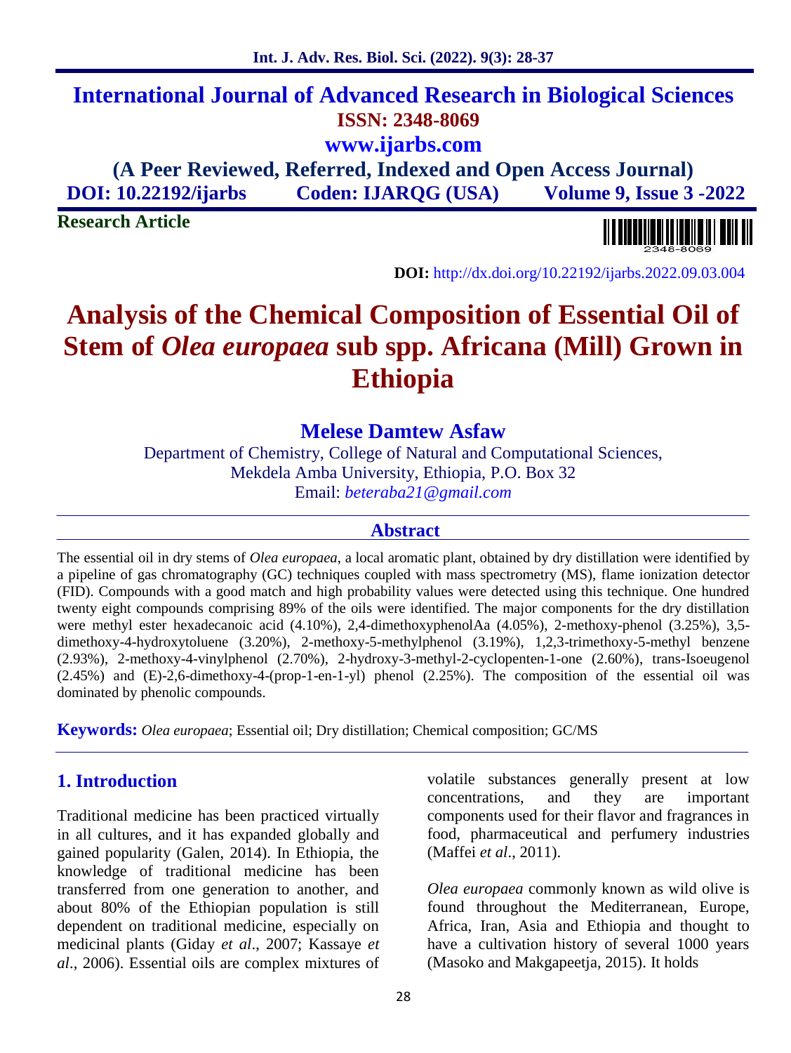# International Journal of Advanced Research in Biological Sciences

**ISSN: 2348-8069**

**www.ijarbs.com**

**(A Peer Reviewed, Referred, Indexed and Open Access Journal)**

**DOI: 10.22192/ijarbs Coden: IJARQG (USA) Volume 9, Issue 3 -2022**

**Research Article**

**DOI:** http://dx.doi.org/10.22192/ijarbs.2022.09.03.004

# Analysis of the Chemical Composition of Essential Oil of Stem of *Olea europaea* sub spp. Africana (Mill) Grown in Ethiopia

**Melese Damtew Asfaw**

Department of Chemistry, College of Natural and Computational Sciences, Mekdela Amba University, Ethiopia, P.O. Box 32

Email: *beteraba21@gmail.com*

## Abstract

The essential oil in dry stems of *Olea europaea*, a local aromatic plant, obtained by dry distillation were identified by a pipeline of gas chromatography (GC) techniques coupled with mass spectrometry (MS), flame ionization detector (FID). Compounds with a good match and high probability values were detected using this technique. One hundred twenty eight compounds comprising 89% of the oils were identified. The major components for the dry distillation were methyl ester hexadecanoic acid (4.10%), 2,4-dimethoxyphenolAa (4.05%), 2-methoxy-phenol (3.25%), 3,5-dimethoxy-4-hydroxytoluene (3.20%), 2-methoxy-5-methylphenol (3.19%), 1,2,3-trimethoxy-5-methyl benzene (2.93%), 2-methoxy-4-vinylphenol (2.70%), 2-hydroxy-3-methyl-2-cyclopenten-1-one (2.60%), trans-Isoeugenol (2.45%) and (E)-2,6-dimethoxy-4-(prop-1-en-1-yl) phenol (2.25%). The composition of the essential oil was dominated by phenolic compounds.

**Keywords:** *Olea europaea*; Essential oil; Dry distillation; Chemical composition; GC/MS

## 1. Introduction

Traditional medicine has been practiced virtually in all cultures, and it has expanded globally and gained popularity (Galen, 2014). In Ethiopia, the knowledge of traditional medicine has been transferred from one generation to another, and about 80% of the Ethiopian population is still dependent on traditional medicine, especially on medicinal plants (Giday *et al*., 2007; Kassaye *et al*., 2006). Essential oils are complex mixtures of volatile substances generally present at low concentrations, and they are important components used for their flavor and fragrances in food, pharmaceutical and perfumery industries (Maffei *et al*., 2011).

*Olea europaea* commonly known as wild olive is found throughout the Mediterranean, Europe, Africa, Iran, Asia and Ethiopia and thought to have a cultivation history of several 1000 years (Masoko and Makgapeetja, 2015). It holds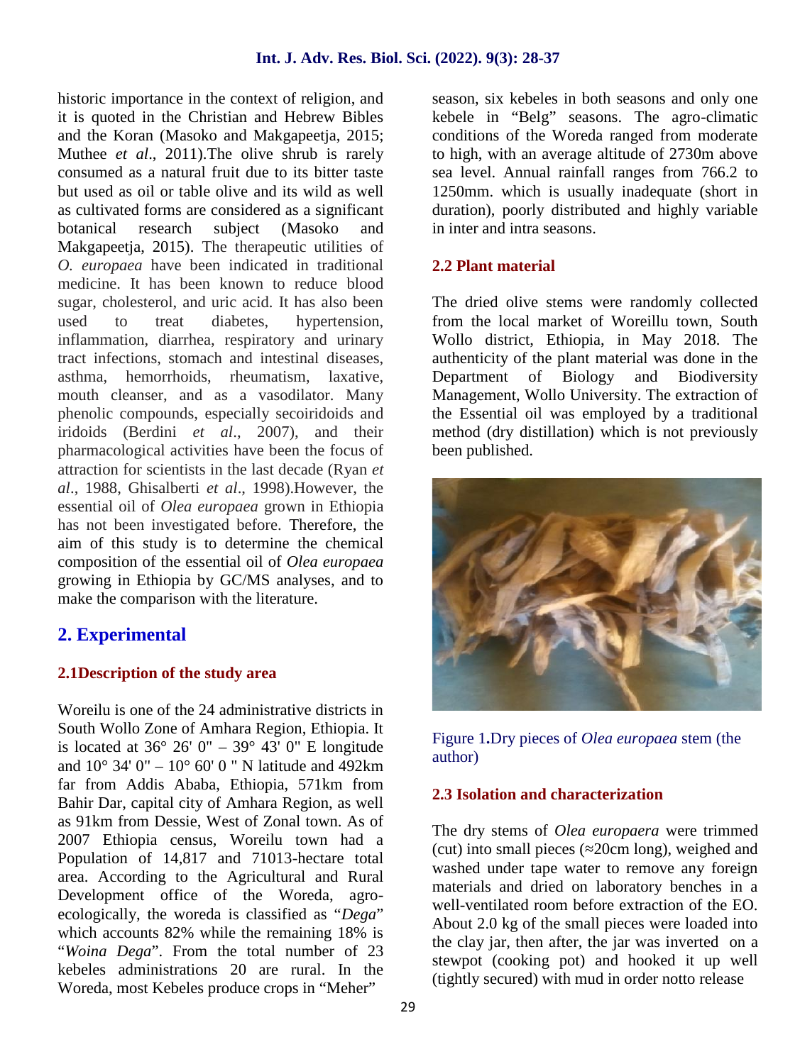historic importance in the context of religion, and it is quoted in the Christian and Hebrew Bibles and the Koran (Masoko and Makgapeetja, 2015; Muthee *et al*., 2011).The olive shrub is rarely consumed as a natural fruit due to its bitter taste but used as oil or table olive and its wild as well as cultivated forms are considered as a significant botanical research subject (Masoko and Makgapeetja, 2015). The therapeutic utilities of *O. europaea* have been indicated in traditional medicine. It has been known to reduce blood sugar, cholesterol, and uric acid. It has also been used to treat diabetes, hypertension, inflammation, diarrhea, respiratory and urinary tract infections, stomach and intestinal diseases, asthma, hemorrhoids, rheumatism, laxative, mouth cleanser, and as a vasodilator. Many phenolic compounds, especially secoiridoids and iridoids (Berdini *et al*., 2007), and their pharmacological activities have been the focus of attraction for scientists in the last decade (Ryan *et al*., 1988, Ghisalberti *et al*., 1998).However, the essential oil of *Olea europaea* grown in Ethiopia has not been investigated before. Therefore, the aim of this study is to determine the chemical composition of the essential oil of *Olea europaea* growing in Ethiopia by GC/MS analyses, and to make the comparison with the literature.

## 2. Experimental

### 2.1Description of the study area

Woreilu is one of the 24 administrative districts in South Wollo Zone of Amhara Region, Ethiopia. It is located at 36° 26' 0" – 39° 43' 0" E longitude and 10° 34' 0" – 10° 60' 0 " N latitude and 492km far from Addis Ababa, Ethiopia, 571km from Bahir Dar, capital city of Amhara Region, as well as 91km from Dessie, West of Zonal town. As of 2007 Ethiopia census, Woreilu town had a Population of 14,817 and 71013-hectare total area. According to the Agricultural and Rural Development office of the Woreda, agro-ecologically, the woreda is classified as "*Dega*" which accounts 82% while the remaining 18% is "*Woina Dega*". From the total number of 23 kebeles administrations 20 are rural. In the Woreda, most Kebeles produce crops in "Meher" season, six kebeles in both seasons and only one kebele in "Belg" seasons. The agro-climatic conditions of the Woreda ranged from moderate to high, with an average altitude of 2730m above sea level. Annual rainfall ranges from 766.2 to 1250mm. which is usually inadequate (short in duration), poorly distributed and highly variable in inter and intra seasons.

### 2.2 Plant material

The dried olive stems were randomly collected from the local market of Woreillu town, South Wollo district, Ethiopia, in May 2018. The authenticity of the plant material was done in the Department of Biology and Biodiversity Management, Wollo University. The extraction of the Essential oil was employed by a traditional method (dry distillation) which is not previously been published.

Figure 1.Dry pieces of *Olea europaea* stem (the author)

### 2.3 Isolation and characterization

The dry stems of *Olea europaera* were trimmed (cut) into small pieces (≈20cm long), weighed and washed under tape water to remove any foreign materials and dried on laboratory benches in a well-ventilated room before extraction of the EO. About 2.0 kg of the small pieces were loaded into the clay jar, then after, the jar was inverted on a stewpot (cooking pot) and hooked it up well (tightly secured) with mud in order notto release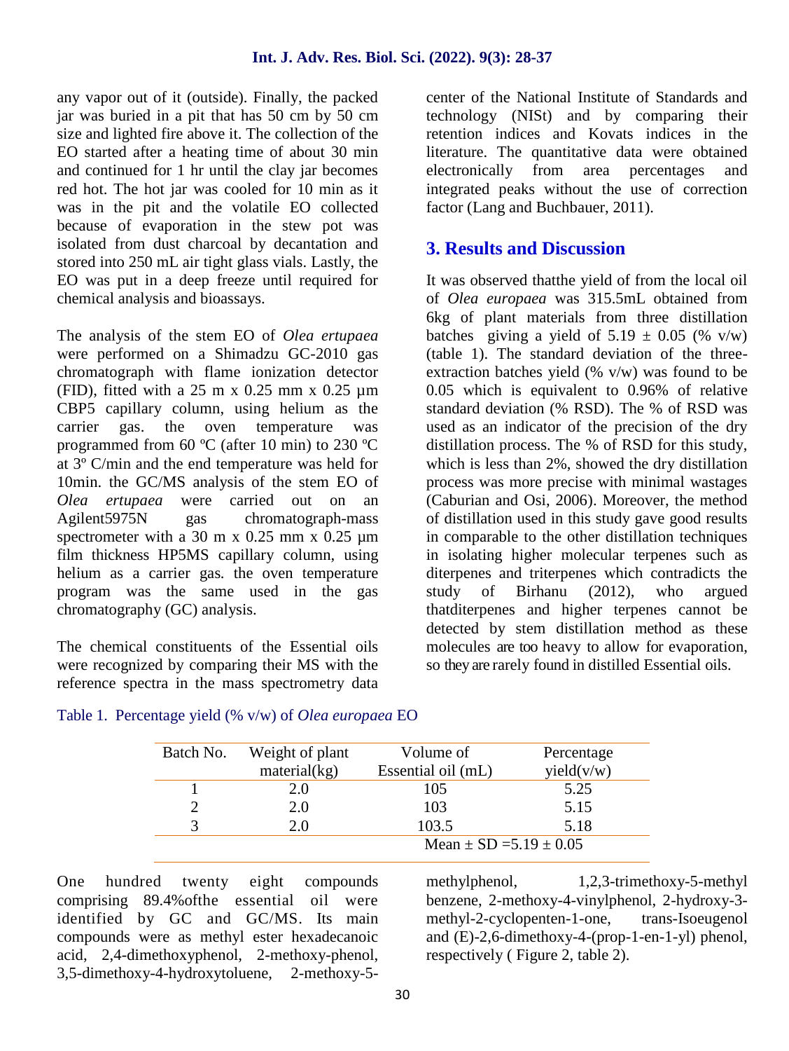any vapor out of it (outside). Finally, the packed jar was buried in a pit that has 50 cm by 50 cm size and lighted fire above it. The collection of the EO started after a heating time of about 30 min and continued for 1 hr until the clay jar becomes red hot. The hot jar was cooled for 10 min as it was in the pit and the volatile EO collected because of evaporation in the stew pot was isolated from dust charcoal by decantation and stored into 250 mL air tight glass vials. Lastly, the EO was put in a deep freeze until required for chemical analysis and bioassays.

The analysis of the stem EO of *Olea ertupaea* were performed on a Shimadzu GC-2010 gas chromatograph with flame ionization detector (FID), fitted with a 25 m x 0.25 mm x 0.25 µm CBP5 capillary column, using helium as the carrier gas. the oven temperature was programmed from 60 ºC (after 10 min) to 230 ºC at 3º C/min and the end temperature was held for 10min. the GC/MS analysis of the stem EO of *Olea ertupaea* were carried out on an Agilent5975N gas chromatograph-mass spectrometer with a 30 m x 0.25 mm x 0.25 µm film thickness HP5MS capillary column, using helium as a carrier gas. the oven temperature program was the same used in the gas chromatography (GC) analysis.

The chemical constituents of the Essential oils were recognized by comparing their MS with the reference spectra in the mass spectrometry data center of the National Institute of Standards and technology (NISt) and by comparing their retention indices and Kovats indices in the literature. The quantitative data were obtained electronically from area percentages and integrated peaks without the use of correction factor (Lang and Buchbauer, 2011).

## 3. Results and Discussion

It was observed thatthe yield of from the local oil of *Olea europaea* was 315.5mL obtained from 6kg of plant materials from three distillation batches giving a yield of 5.19 ± 0.05 (% v/w) (table 1). The standard deviation of the three-extraction batches yield (% v/w) was found to be 0.05 which is equivalent to 0.96% of relative standard deviation (% RSD). The % of RSD was used as an indicator of the precision of the dry distillation process. The % of RSD for this study, which is less than 2%, showed the dry distillation process was more precise with minimal wastages (Caburian and Osi, 2006). Moreover, the method of distillation used in this study gave good results in comparable to the other distillation techniques in isolating higher molecular terpenes such as diterpenes and triterpenes which contradicts the study of Birhanu (2012), who argued thatditerpenes and higher terpenes cannot be detected by stem distillation method as these molecules are too heavy to allow for evaporation, so they are rarely found in distilled Essential oils.

Table 1. Percentage yield (% v/w) of *Olea europaea* EO

| Batch No. | Weight of plant material(kg) | Volume of Essential oil (mL) | Percentage yield(v/w) |
|---|---|---|---|
| 1 | 2.0 | 105 | 5.25 |
| 2 | 2.0 | 103 | 5.15 |
| 3 | 2.0 | 103.5 | 5.18 |
| | | Mean ± SD =5.19 ± 0.05 | |

One hundred twenty eight compounds comprising 89.4%ofthe essential oil were identified by GC and GC/MS. Its main compounds were as methyl ester hexadecanoic acid, 2,4-dimethoxyphenol, 2-methoxy-phenol, 3,5-dimethoxy-4-hydroxytoluene, 2-methoxy-5-methylphenol, 1,2,3-trimethoxy-5-methyl benzene, 2-methoxy-4-vinylphenol, 2-hydroxy-3-methyl-2-cyclopenten-1-one, trans-Isoeugenol and (E)-2,6-dimethoxy-4-(prop-1-en-1-yl) phenol, respectively ( Figure 2, table 2).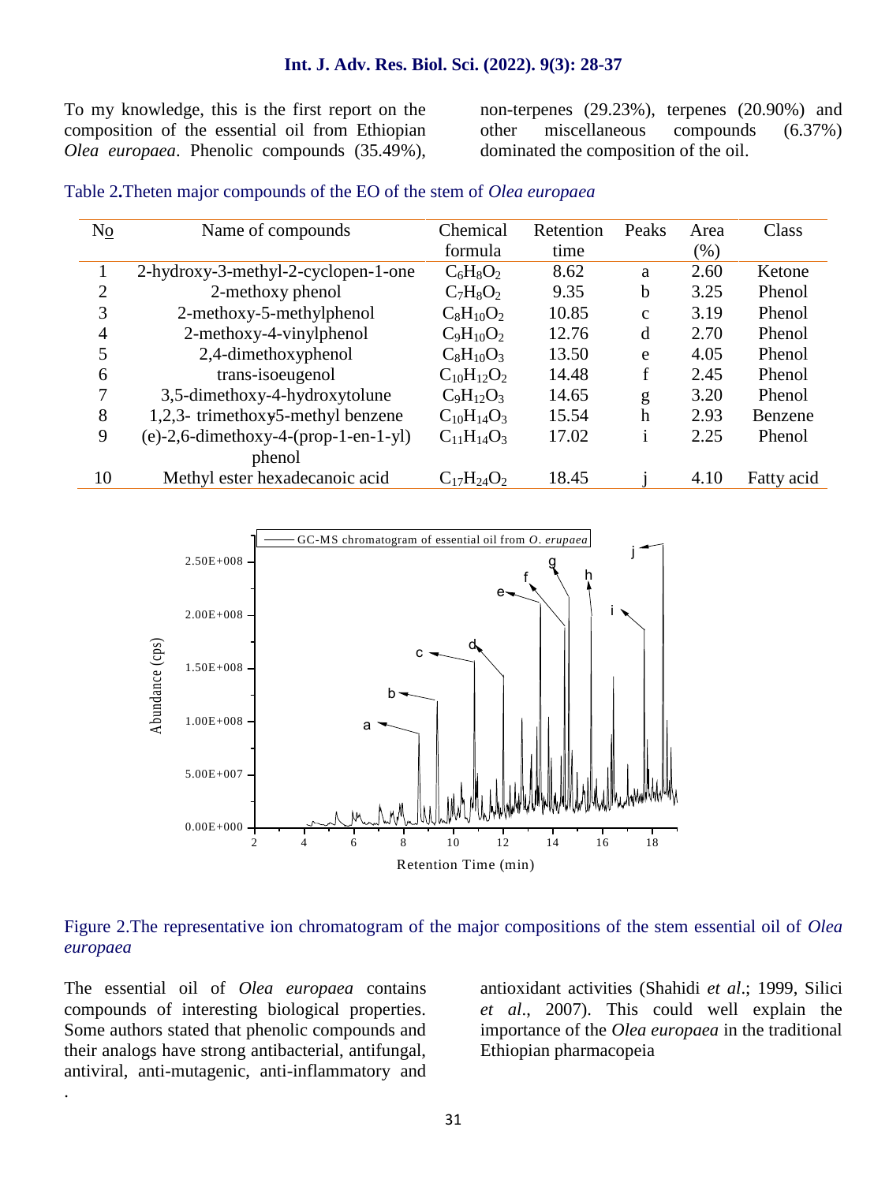To my knowledge, this is the first report on the composition of the essential oil from Ethiopian *Olea europaea*. Phenolic compounds (35.49%), non-terpenes (29.23%), terpenes (20.90%) and other miscellaneous compounds (6.37%) dominated the composition of the oil.

Table 2.Theten major compounds of the EO of the stem of *Olea europaea*

| No | Name of compounds | Chemical formula | Retention time | Peaks | Area (%) | Class |
|---|---|---|---|---|---|---|
| 1 | 2-hydroxy-3-methyl-2-cyclopen-1-one | $C_6H_8O_2$ | 8.62 | a | 2.60 | Ketone |
| 2 | 2-methoxy phenol | $C_7H_8O_2$ | 9.35 | b | 3.25 | Phenol |
| 3 | 2-methoxy-5-methylphenol | $C_8H_{10}O_2$ | 10.85 | c | 3.19 | Phenol |
| 4 | 2-methoxy-4-vinylphenol | $C_9H_{10}O_2$ | 12.76 | d | 2.70 | Phenol |
| 5 | 2,4-dimethoxyphenol | $C_8H_{10}O_3$ | 13.50 | e | 4.05 | Phenol |
| 6 | trans-isoeugenol | $C_{10}H_{12}O_2$ | 14.48 | f | 2.45 | Phenol |
| 7 | 3,5-dimethoxy-4-hydroxytolune | $C_9H_{12}O_3$ | 14.65 | g | 3.20 | Phenol |
| 8 | 1,2,3- trimethoxy5-methyl benzene | $C_{10}H_{14}O_3$ | 15.54 | h | 2.93 | Benzene |
| 9 | (e)-2,6-dimethoxy-4-(prop-1-en-1-yl) phenol | $C_{11}H_{14}O_3$ | 17.02 | i | 2.25 | Phenol |
| 10 | Methyl ester hexadecanoic acid | $C_{17}H_{24}O_2$ | 18.45 | j | 4.10 | Fatty acid |

Figure 2.The representative ion chromatogram of the major compositions of the stem essential oil of *Olea europaea*

The essential oil of *Olea europaea* contains compounds of interesting biological properties. Some authors stated that phenolic compounds and their analogs have strong antibacterial, antifungal, antiviral, anti-mutagenic, anti-inflammatory and antioxidant activities (Shahidi *et al*.; 1999, Silici *et al*., 2007). This could well explain the importance of the *Olea europaea* in the traditional Ethiopian pharmacopeia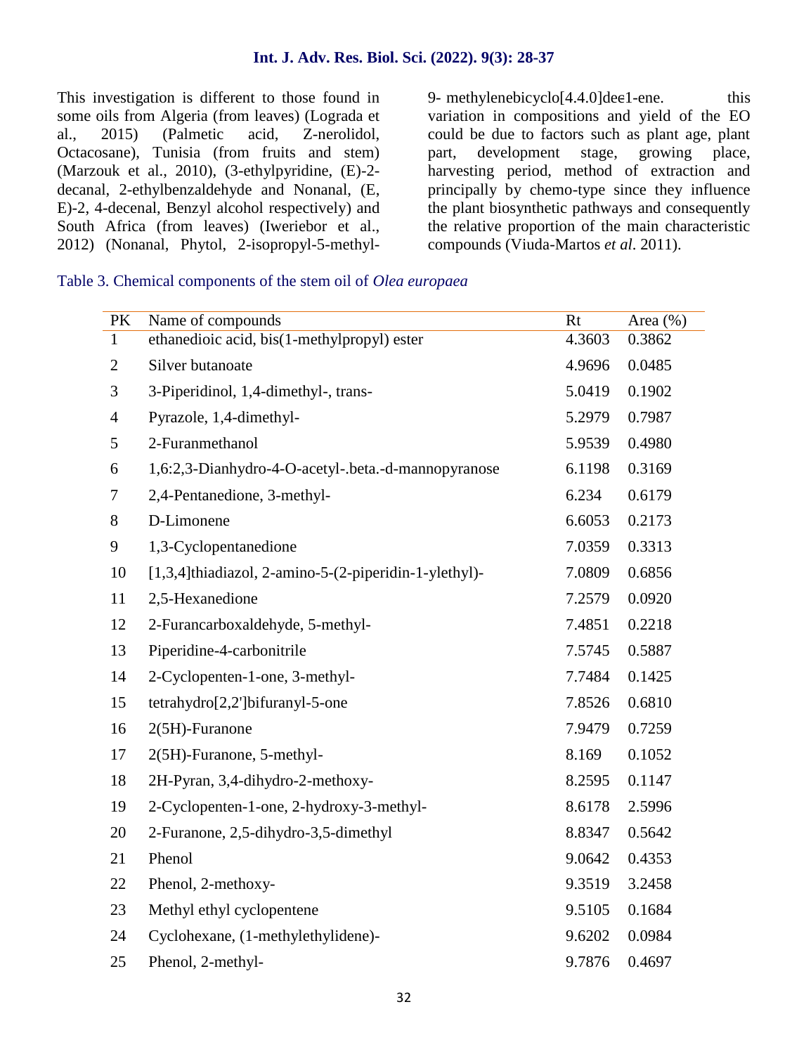This investigation is different to those found in some oils from Algeria (from leaves) (Lograda et al., 2015) (Palmetic acid, Z-nerolidol, Octacosane), Tunisia (from fruits and stem) (Marzouk et al., 2010), (3-ethylpyridine, (E)-2-decanal, 2-ethylbenzaldehyde and Nonanal, (E, E)-2, 4-decenal, Benzyl alcohol respectively) and South Africa (from leaves) (Iweriebor et al., 2012) (Nonanal, Phytol, 2-isopropyl-5-methyl-9- methylenebicyclo[4.4.0]dee1-ene. this variation in compositions and yield of the EO could be due to factors such as plant age, plant part, development stage, growing place, harvesting period, method of extraction and principally by chemo-type since they influence the plant biosynthetic pathways and consequently the relative proportion of the main characteristic compounds (Viuda-Martos *et al*. 2011).

Table 3. Chemical components of the stem oil of *Olea europaea*

| PK | Name of compounds | Rt | Area (%) |
|---|---|---|---|
| 1 | ethanedioic acid, bis(1-methylpropyl) ester | 4.3603 | 0.3862 |
| 2 | Silver butanoate | 4.9696 | 0.0485 |
| 3 | 3-Piperidinol, 1,4-dimethyl-, trans- | 5.0419 | 0.1902 |
| 4 | Pyrazole, 1,4-dimethyl- | 5.2979 | 0.7987 |
| 5 | 2-Furanmethanol | 5.9539 | 0.4980 |
| 6 | 1,6:2,3-Dianhydro-4-O-acetyl-.beta.-d-mannopyranose | 6.1198 | 0.3169 |
| 7 | 2,4-Pentanedione, 3-methyl- | 6.234 | 0.6179 |
| 8 | D-Limonene | 6.6053 | 0.2173 |
| 9 | 1,3-Cyclopentanedione | 7.0359 | 0.3313 |
| 10 | [1,3,4]thiadiazol, 2-amino-5-(2-piperidin-1-ylethyl)- | 7.0809 | 0.6856 |
| 11 | 2,5-Hexanedione | 7.2579 | 0.0920 |
| 12 | 2-Furancarboxaldehyde, 5-methyl- | 7.4851 | 0.2218 |
| 13 | Piperidine-4-carbonitrile | 7.5745 | 0.5887 |
| 14 | 2-Cyclopenten-1-one, 3-methyl- | 7.7484 | 0.1425 |
| 15 | tetrahydro[2,2']bifuranyl-5-one | 7.8526 | 0.6810 |
| 16 | 2(5H)-Furanone | 7.9479 | 0.7259 |
| 17 | 2(5H)-Furanone, 5-methyl- | 8.169 | 0.1052 |
| 18 | 2H-Pyran, 3,4-dihydro-2-methoxy- | 8.2595 | 0.1147 |
| 19 | 2-Cyclopenten-1-one, 2-hydroxy-3-methyl- | 8.6178 | 2.5996 |
| 20 | 2-Furanone, 2,5-dihydro-3,5-dimethyl | 8.8347 | 0.5642 |
| 21 | Phenol | 9.0642 | 0.4353 |
| 22 | Phenol, 2-methoxy- | 9.3519 | 3.2458 |
| 23 | Methyl ethyl cyclopentene | 9.5105 | 0.1684 |
| 24 | Cyclohexane, (1-methylethylidene)- | 9.6202 | 0.0984 |
| 25 | Phenol, 2-methyl- | 9.7876 | 0.4697 |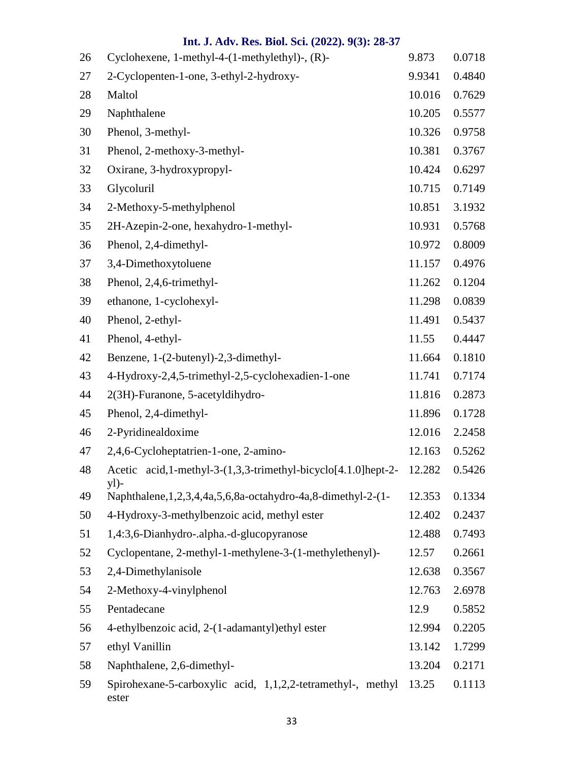| | | | |
|---|---|---|---|
| 26 | Cyclohexene, 1-methyl-4-(1-methylethyl)-, (R)- | 9.873 | 0.0718 |
| 27 | 2-Cyclopenten-1-one, 3-ethyl-2-hydroxy- | 9.9341 | 0.4840 |
| 28 | Maltol | 10.016 | 0.7629 |
| 29 | Naphthalene | 10.205 | 0.5577 |
| 30 | Phenol, 3-methyl- | 10.326 | 0.9758 |
| 31 | Phenol, 2-methoxy-3-methyl- | 10.381 | 0.3767 |
| 32 | Oxirane, 3-hydroxypropyl- | 10.424 | 0.6297 |
| 33 | Glycoluril | 10.715 | 0.7149 |
| 34 | 2-Methoxy-5-methylphenol | 10.851 | 3.1932 |
| 35 | 2H-Azepin-2-one, hexahydro-1-methyl- | 10.931 | 0.5768 |
| 36 | Phenol, 2,4-dimethyl- | 10.972 | 0.8009 |
| 37 | 3,4-Dimethoxytoluene | 11.157 | 0.4976 |
| 38 | Phenol, 2,4,6-trimethyl- | 11.262 | 0.1204 |
| 39 | ethanone, 1-cyclohexyl- | 11.298 | 0.0839 |
| 40 | Phenol, 2-ethyl- | 11.491 | 0.5437 |
| 41 | Phenol, 4-ethyl- | 11.55 | 0.4447 |
| 42 | Benzene, 1-(2-butenyl)-2,3-dimethyl- | 11.664 | 0.1810 |
| 43 | 4-Hydroxy-2,4,5-trimethyl-2,5-cyclohexadien-1-one | 11.741 | 0.7174 |
| 44 | 2(3H)-Furanone, 5-acetyldihydro- | 11.816 | 0.2873 |
| 45 | Phenol, 2,4-dimethyl- | 11.896 | 0.1728 |
| 46 | 2-Pyridinealdoxime | 12.016 | 2.2458 |
| 47 | 2,4,6-Cycloheptatrien-1-one, 2-amino- | 12.163 | 0.5262 |
| 48 | Acetic acid,1-methyl-3-(1,3,3-trimethyl-bicyclo[4.1.0]hept-2-yl)- | 12.282 | 0.5426 |
| 49 | Naphthalene,1,2,3,4,4a,5,6,8a-octahydro-4a,8-dimethyl-2-(1- | 12.353 | 0.1334 |
| 50 | 4-Hydroxy-3-methylbenzoic acid, methyl ester | 12.402 | 0.2437 |
| 51 | 1,4:3,6-Dianhydro-.alpha.-d-glucopyranose | 12.488 | 0.7493 |
| 52 | Cyclopentane, 2-methyl-1-methylene-3-(1-methylethenyl)- | 12.57 | 0.2661 |
| 53 | 2,4-Dimethylanisole | 12.638 | 0.3567 |
| 54 | 2-Methoxy-4-vinylphenol | 12.763 | 2.6978 |
| 55 | Pentadecane | 12.9 | 0.5852 |
| 56 | 4-ethylbenzoic acid, 2-(1-adamantyl)ethyl ester | 12.994 | 0.2205 |
| 57 | ethyl Vanillin | 13.142 | 1.7299 |
| 58 | Naphthalene, 2,6-dimethyl- | 13.204 | 0.2171 |
| 59 | Spirohexane-5-carboxylic acid, 1,1,2,2-tetramethyl-, methyl ester | 13.25 | 0.1113 |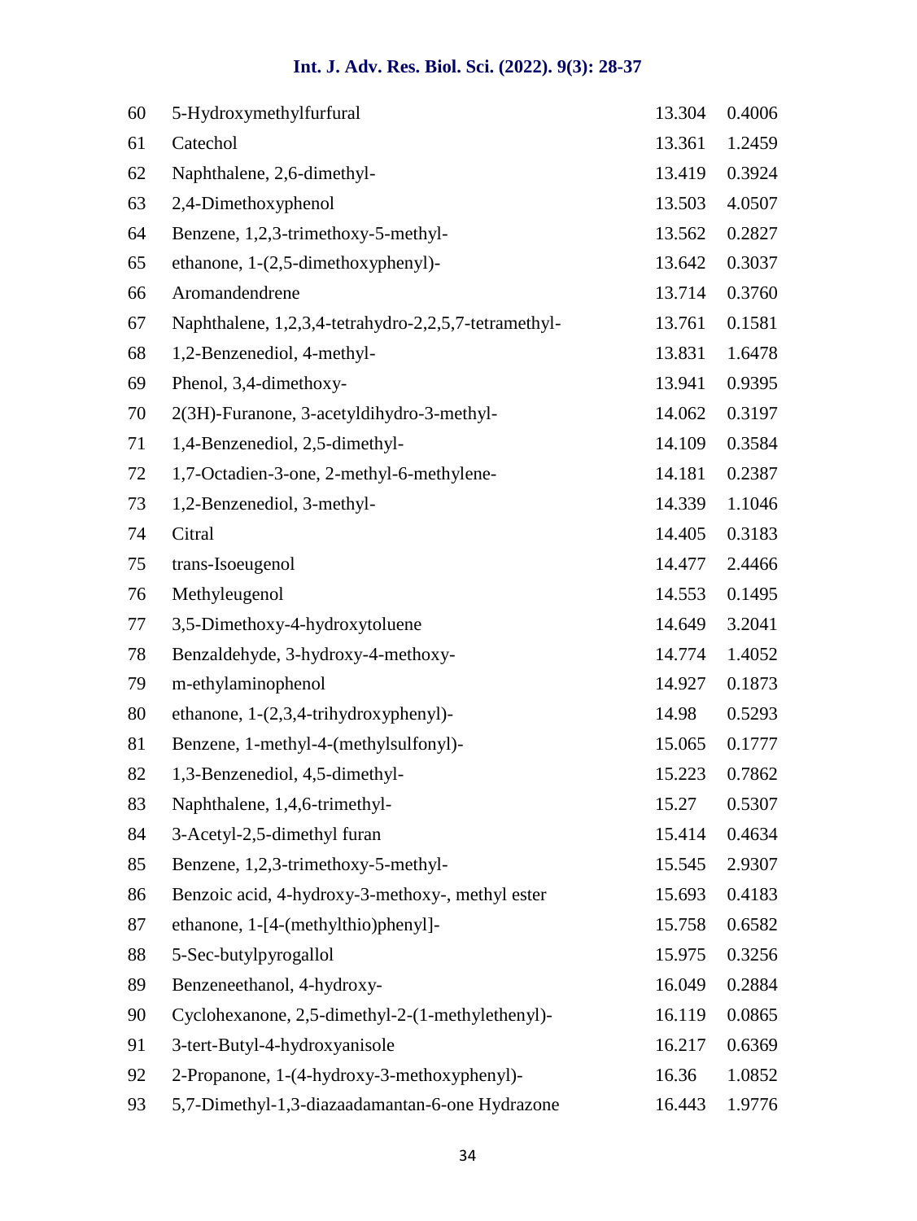| 60 | 5-Hydroxymethylfurfural | 13.304 | 0.4006 |
|---|---|---|---|
| 61 | Catechol | 13.361 | 1.2459 |
| 62 | Naphthalene, 2,6-dimethyl- | 13.419 | 0.3924 |
| 63 | 2,4-Dimethoxyphenol | 13.503 | 4.0507 |
| 64 | Benzene, 1,2,3-trimethoxy-5-methyl- | 13.562 | 0.2827 |
| 65 | ethanone, 1-(2,5-dimethoxyphenyl)- | 13.642 | 0.3037 |
| 66 | Aromandendrene | 13.714 | 0.3760 |
| 67 | Naphthalene, 1,2,3,4-tetrahydro-2,2,5,7-tetramethyl- | 13.761 | 0.1581 |
| 68 | 1,2-Benzenediol, 4-methyl- | 13.831 | 1.6478 |
| 69 | Phenol, 3,4-dimethoxy- | 13.941 | 0.9395 |
| 70 | 2(3H)-Furanone, 3-acetyldihydro-3-methyl- | 14.062 | 0.3197 |
| 71 | 1,4-Benzenediol, 2,5-dimethyl- | 14.109 | 0.3584 |
| 72 | 1,7-Octadien-3-one, 2-methyl-6-methylene- | 14.181 | 0.2387 |
| 73 | 1,2-Benzenediol, 3-methyl- | 14.339 | 1.1046 |
| 74 | Citral | 14.405 | 0.3183 |
| 75 | trans-Isoeugenol | 14.477 | 2.4466 |
| 76 | Methyleugenol | 14.553 | 0.1495 |
| 77 | 3,5-Dimethoxy-4-hydroxytoluene | 14.649 | 3.2041 |
| 78 | Benzaldehyde, 3-hydroxy-4-methoxy- | 14.774 | 1.4052 |
| 79 | m-ethylaminophenol | 14.927 | 0.1873 |
| 80 | ethanone, 1-(2,3,4-trihydroxyphenyl)- | 14.98 | 0.5293 |
| 81 | Benzene, 1-methyl-4-(methylsulfonyl)- | 15.065 | 0.1777 |
| 82 | 1,3-Benzenediol, 4,5-dimethyl- | 15.223 | 0.7862 |
| 83 | Naphthalene, 1,4,6-trimethyl- | 15.27 | 0.5307 |
| 84 | 3-Acetyl-2,5-dimethyl furan | 15.414 | 0.4634 |
| 85 | Benzene, 1,2,3-trimethoxy-5-methyl- | 15.545 | 2.9307 |
| 86 | Benzoic acid, 4-hydroxy-3-methoxy-, methyl ester | 15.693 | 0.4183 |
| 87 | ethanone, 1-[4-(methylthio)phenyl]- | 15.758 | 0.6582 |
| 88 | 5-Sec-butylpyrogallol | 15.975 | 0.3256 |
| 89 | Benzeneethanol, 4-hydroxy- | 16.049 | 0.2884 |
| 90 | Cyclohexanone, 2,5-dimethyl-2-(1-methylethenyl)- | 16.119 | 0.0865 |
| 91 | 3-tert-Butyl-4-hydroxyanisole | 16.217 | 0.6369 |
| 92 | 2-Propanone, 1-(4-hydroxy-3-methoxyphenyl)- | 16.36 | 1.0852 |
| 93 | 5,7-Dimethyl-1,3-diazaadamantan-6-one Hydrazone | 16.443 | 1.9776 |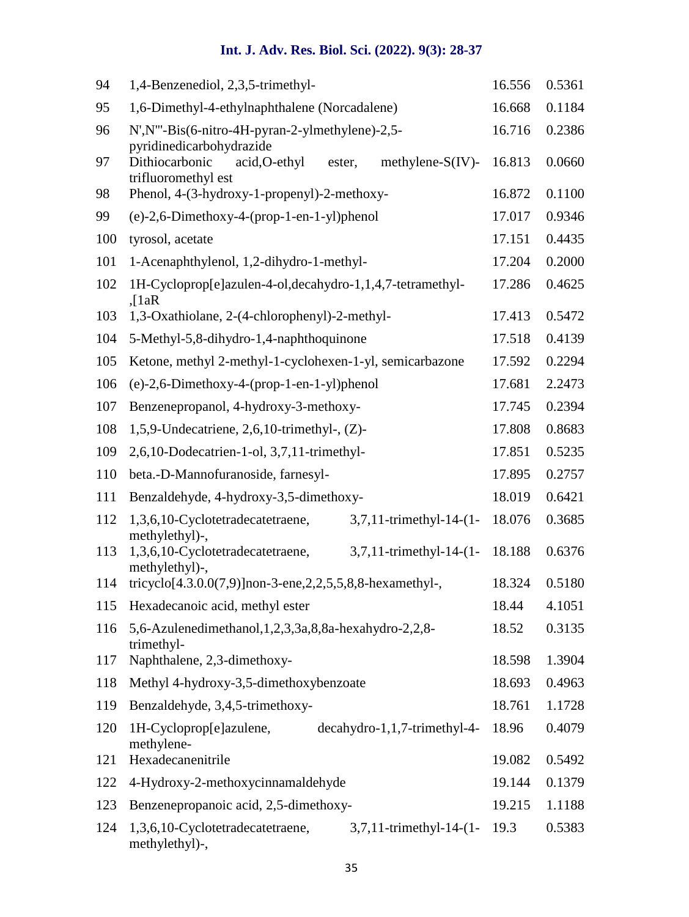| | | | |
|---|---|---|---|
| 94 | 1,4-Benzenediol, 2,3,5-trimethyl- | 16.556 | 0.5361 |
| 95 | 1,6-Dimethyl-4-ethylnaphthalene (Norcadalene) | 16.668 | 0.1184 |
| 96 | N',N'''-Bis(6-nitro-4H-pyran-2-ylmethylene)-2,5-pyridinedicarbohydrazide | 16.716 | 0.2386 |
| 97 | Dithiocarbonic acid,O-ethyl ester, methylene-S(IV)-trifluoromethyl est | 16.813 | 0.0660 |
| 98 | Phenol, 4-(3-hydroxy-1-propenyl)-2-methoxy- | 16.872 | 0.1100 |
| 99 | (e)-2,6-Dimethoxy-4-(prop-1-en-1-yl)phenol | 17.017 | 0.9346 |
| 100 | tyrosol, acetate | 17.151 | 0.4435 |
| 101 | 1-Acenaphthylenol, 1,2-dihydro-1-methyl- | 17.204 | 0.2000 |
| 102 | 1H-Cycloprop[e]azulen-4-ol,decahydro-1,1,4,7-tetramethyl-,[1aR | 17.286 | 0.4625 |
| 103 | 1,3-Oxathiolane, 2-(4-chlorophenyl)-2-methyl- | 17.413 | 0.5472 |
| 104 | 5-Methyl-5,8-dihydro-1,4-naphthoquinone | 17.518 | 0.4139 |
| 105 | Ketone, methyl 2-methyl-1-cyclohexen-1-yl, semicarbazone | 17.592 | 0.2294 |
| 106 | (e)-2,6-Dimethoxy-4-(prop-1-en-1-yl)phenol | 17.681 | 2.2473 |
| 107 | Benzenepropanol, 4-hydroxy-3-methoxy- | 17.745 | 0.2394 |
| 108 | 1,5,9-Undecatriene, 2,6,10-trimethyl-, (Z)- | 17.808 | 0.8683 |
| 109 | 2,6,10-Dodecatrien-1-ol, 3,7,11-trimethyl- | 17.851 | 0.5235 |
| 110 | beta.-D-Mannofuranoside, farnesyl- | 17.895 | 0.2757 |
| 111 | Benzaldehyde, 4-hydroxy-3,5-dimethoxy- | 18.019 | 0.6421 |
| 112 | 1,3,6,10-Cyclotetradecatetraene, 3,7,11-trimethyl-14-(1-methylethyl)-, | 18.076 | 0.3685 |
| 113 | 1,3,6,10-Cyclotetradecatetraene, 3,7,11-trimethyl-14-(1-methylethyl)-, | 18.188 | 0.6376 |
| 114 | tricyclo[4.3.0.0(7,9)]non-3-ene,2,2,5,5,8,8-hexamethyl-, | 18.324 | 0.5180 |
| 115 | Hexadecanoic acid, methyl ester | 18.44 | 4.1051 |
| 116 | 5,6-Azulenedimethanol,1,2,3,3a,8,8a-hexahydro-2,2,8-trimethyl- | 18.52 | 0.3135 |
| 117 | Naphthalene, 2,3-dimethoxy- | 18.598 | 1.3904 |
| 118 | Methyl 4-hydroxy-3,5-dimethoxybenzoate | 18.693 | 0.4963 |
| 119 | Benzaldehyde, 3,4,5-trimethoxy- | 18.761 | 1.1728 |
| 120 | 1H-Cycloprop[e]azulene, decahydro-1,1,7-trimethyl-4-methylene- | 18.96 | 0.4079 |
| 121 | Hexadecanenitrile | 19.082 | 0.5492 |
| 122 | 4-Hydroxy-2-methoxycinnamaldehyde | 19.144 | 0.1379 |
| 123 | Benzenepropanoic acid, 2,5-dimethoxy- | 19.215 | 1.1188 |
| 124 | 1,3,6,10-Cyclotetradecatetraene, 3,7,11-trimethyl-14-(1-methylethyl)-, | 19.3 | 0.5383 |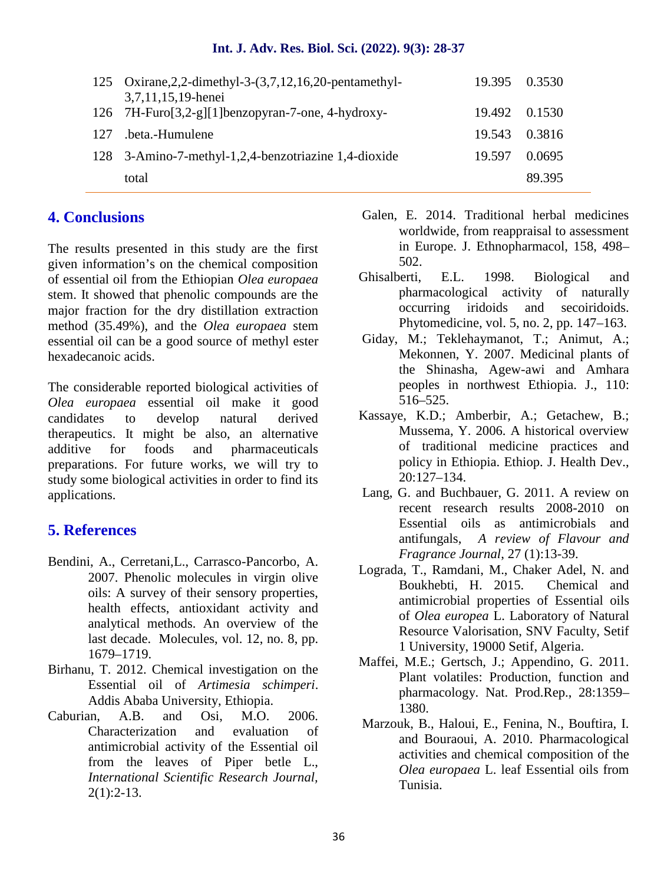| 125 | Oxirane,2,2-dimethyl-3-(3,7,12,16,20-pentamethyl-3,7,11,15,19-henei | 19.395 | 0.3530 |
|---|---|---|---|
| 126 | 7H-Furo[3,2-g][1]benzopyran-7-one, 4-hydroxy- | 19.492 | 0.1530 |
| 127 | .beta.-Humulene | 19.543 | 0.3816 |
| 128 | 3-Amino-7-methyl-1,2,4-benzotriazine 1,4-dioxide | 19.597 | 0.0695 |
| | total | | 89.395 |

## 4. Conclusions

The results presented in this study are the first given information's on the chemical composition of essential oil from the Ethiopian *Olea europaea* stem. It showed that phenolic compounds are the major fraction for the dry distillation extraction method (35.49%), and the *Olea europaea* stem essential oil can be a good source of methyl ester hexadecanoic acids.

The considerable reported biological activities of *Olea europaea* essential oil make it good candidates to develop natural derived therapeutics. It might be also, an alternative additive for foods and pharmaceuticals preparations. For future works, we will try to study some biological activities in order to find its applications.

## 5. References

Bendini, A., Cerretani,L., Carrasco-Pancorbo, A. 2007. Phenolic molecules in virgin olive oils: A survey of their sensory properties, health effects, antioxidant activity and analytical methods. An overview of the last decade. Molecules, vol. 12, no. 8, pp. 1679–1719.

Birhanu, T. 2012. Chemical investigation on the Essential oil of *Artimesia schimperi*. Addis Ababa University, Ethiopia.

Caburian, A.B. and Osi, M.O. 2006. Characterization and evaluation of antimicrobial activity of the Essential oil from the leaves of Piper betle L., *International Scientific Research Journal*, 2(1):2-13.

Galen, E. 2014. Traditional herbal medicines worldwide, from reappraisal to assessment in Europe. J. Ethnopharmacol, 158, 498–502.

Ghisalberti, E.L. 1998. Biological and pharmacological activity of naturally occurring iridoids and secoiridoids. Phytomedicine, vol. 5, no. 2, pp. 147–163.

Giday, M.; Teklehaymanot, T.; Animut, A.; Mekonnen, Y. 2007. Medicinal plants of the Shinasha, Agew-awi and Amhara peoples in northwest Ethiopia. J., 110: 516–525.

Kassaye, K.D.; Amberbir, A.; Getachew, B.; Mussema, Y. 2006. A historical overview of traditional medicine practices and policy in Ethiopia. Ethiop. J. Health Dev., 20:127–134.

Lang, G. and Buchbauer, G. 2011. A review on recent research results 2008-2010 on Essential oils as antimicrobials and antifungals, *A review of Flavour and Fragrance Journal*, 27 (1):13-39.

Lograda, T., Ramdani, M., Chaker Adel, N. and Boukhebti, H. 2015. Chemical and antimicrobial properties of Essential oils of *Olea europea* L. Laboratory of Natural Resource Valorisation, SNV Faculty, Setif 1 University, 19000 Setif, Algeria.

Maffei, M.E.; Gertsch, J.; Appendino, G. 2011. Plant volatiles: Production, function and pharmacology. Nat. Prod.Rep., 28:1359–1380.

Marzouk, B., Haloui, E., Fenina, N., Bouftira, I. and Bouraoui, A. 2010. Pharmacological activities and chemical composition of the *Olea europaea* L. leaf Essential oils from Tunisia.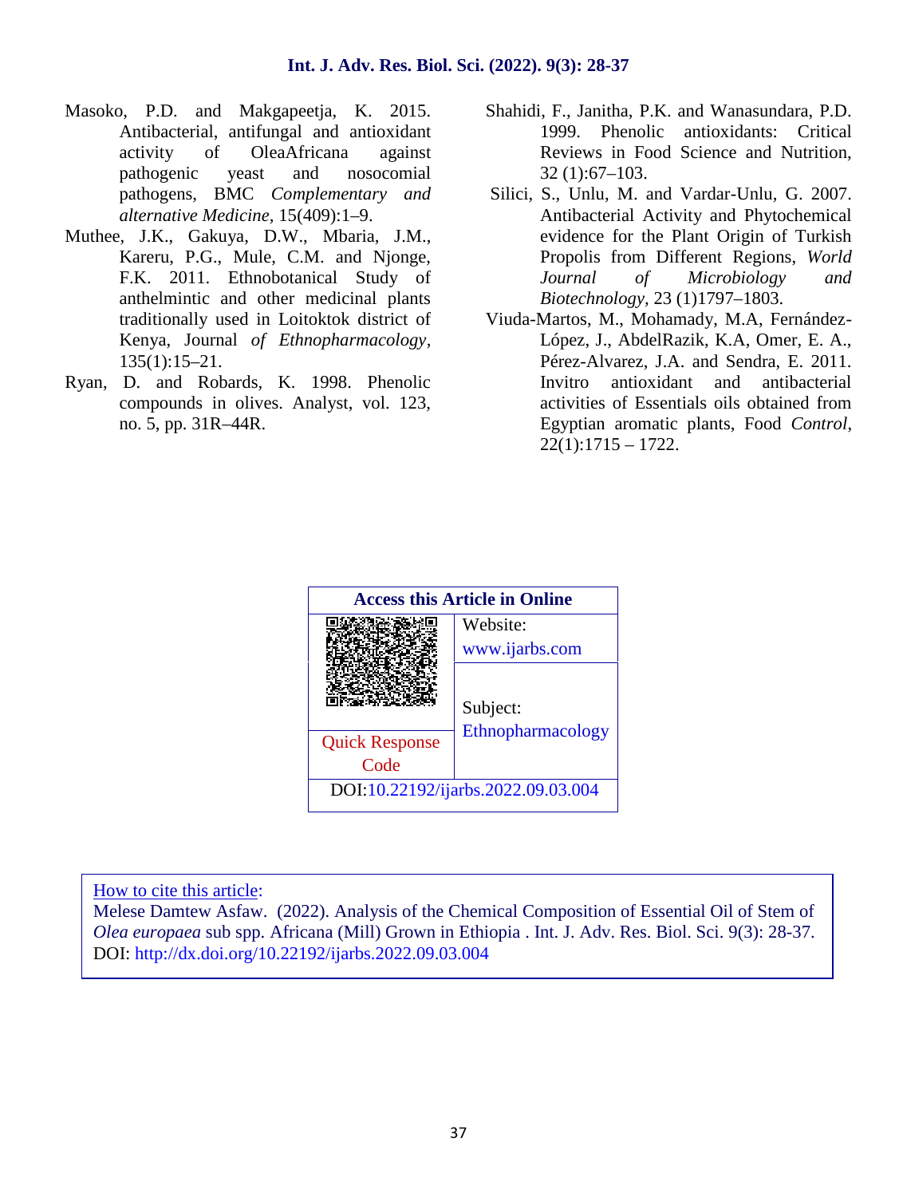Masoko, P.D. and Makgapeetja, K. 2015. Antibacterial, antifungal and antioxidant activity of OleaAfricana against pathogenic yeast and nosocomial pathogens, BMC *Complementary and alternative Medicine*, 15(409):1–9.

Muthee, J.K., Gakuya, D.W., Mbaria, J.M., Kareru, P.G., Mule, C.M. and Njonge, F.K. 2011. Ethnobotanical Study of anthelmintic and other medicinal plants traditionally used in Loitoktok district of Kenya, Journal *of Ethnopharmacology*, 135(1):15–21.

Ryan, D. and Robards, K. 1998. Phenolic compounds in olives. Analyst, vol. 123, no. 5, pp. 31R–44R.

Shahidi, F., Janitha, P.K. and Wanasundara, P.D. 1999. Phenolic antioxidants: Critical Reviews in Food Science and Nutrition, 32 (1):67–103.

Silici, S., Unlu, M. and Vardar-Unlu, G. 2007. Antibacterial Activity and Phytochemical evidence for the Plant Origin of Turkish Propolis from Different Regions, *World Journal of Microbiology and Biotechnology*, 23 (1)1797–1803.

Viuda-Martos, M., Mohamady, M.A, Fernández-López, J., AbdelRazik, K.A, Omer, E. A., Pérez-Alvarez, J.A. and Sendra, E. 2011. Invitro antioxidant and antibacterial activities of Essentials oils obtained from Egyptian aromatic plants, Food *Control*, 22(1):1715 – 1722.

| Access this Article in Online | |
|---|---|
| | Website: www.ijarbs.com |
| Quick Response Code | Subject: Ethnopharmacology |
| DOI:10.22192/ijarbs.2022.09.03.004 | |

How to cite this article:
Melese Damtew Asfaw. (2022). Analysis of the Chemical Composition of Essential Oil of Stem of *Olea europaea* sub spp. Africana (Mill) Grown in Ethiopia . Int. J. Adv. Res. Biol. Sci. 9(3): 28-37.
DOI: http://dx.doi.org/10.22192/ijarbs.2022.09.03.004